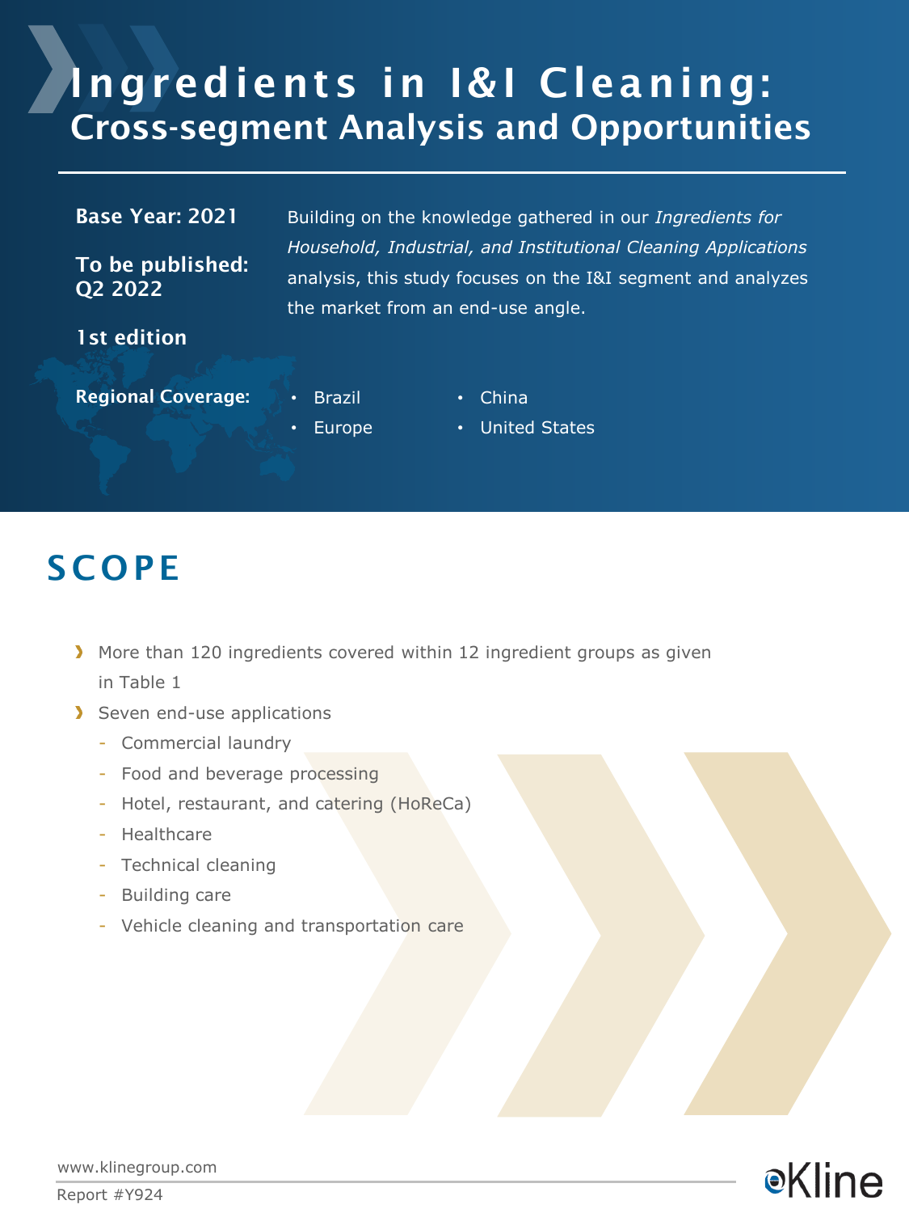# Ingredients in I&I Cleaning: Cross-segment Analysis and Opportunities

**Base Year: 2021**

**To be published: Q2 2022**

**1st edition**

Building on the knowledge gathered in our *Ingredients for Household, Industrial, and Institutional Cleaning Applications* analysis, this study focuses on the I&I segment and analyzes the market from an end-use angle.

**Regional Coverage:**

- Brazil
- Europe
- China
- United States

## SCOPE

- More than 120 ingredients covered within 12 ingredient groups as given in Table 1
- Seven end-use applications
  - Commercial laundry
  - Food and beverage processing
  - Hotel, restaurant, and catering (HoReCa)
  - Healthcare
  - Technical cleaning
  - Building care
  - Vehicle cleaning and transportation care

www.klinegroup.com

Report #Y924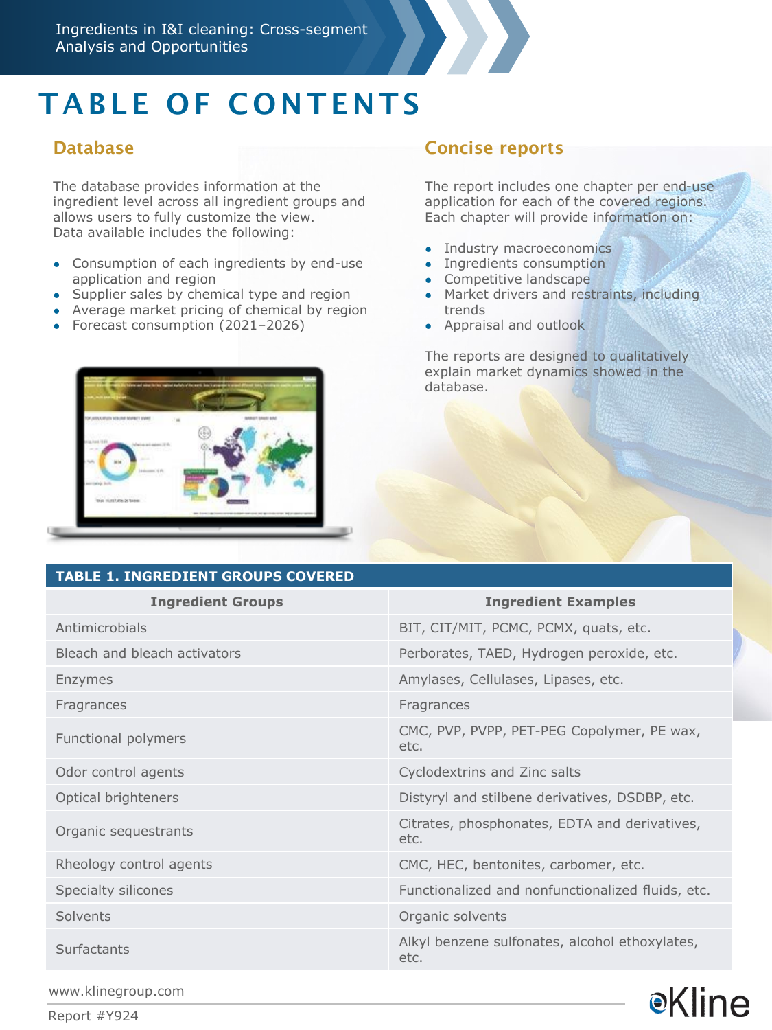# TABLE OF CONTENTS

## Database

The database provides information at the ingredient level across all ingredient groups and allows users to fully customize the view. Data available includes the following:

- Consumption of each ingredients by end-use application and region
- Supplier sales by chemical type and region
- Average market pricing of chemical by region
- Forecast consumption (2021–2026)

## Concise reports

The report includes one chapter per end-use application for each of the covered regions. Each chapter will provide information on:

- Industry macroeconomics
- Ingredients consumption
- Competitive landscape
- Market drivers and restraints, including trends
- Appraisal and outlook

The reports are designed to qualitatively explain market dynamics showed in the database.

**TABLE 1. INGREDIENT GROUPS COVERED**

| Ingredient Groups | Ingredient Examples |
|---|---|
| Antimicrobials | BIT, CIT/MIT, PCMC, PCMX, quats, etc. |
| Bleach and bleach activators | Perborates, TAED, Hydrogen peroxide, etc. |
| Enzymes | Amylases, Cellulases, Lipases, etc. |
| Fragrances | Fragrances |
| Functional polymers | CMC, PVP, PVPP, PET-PEG Copolymer, PE wax, etc. |
| Odor control agents | Cyclodextrins and Zinc salts |
| Optical brighteners | Distyryl and stilbene derivatives, DSDBP, etc. |
| Organic sequestrants | Citrates, phosphonates, EDTA and derivatives, etc. |
| Rheology control agents | CMC, HEC, bentonites, carbomer, etc. |
| Specialty silicones | Functionalized and nonfunctionalized fluids, etc. |
| Solvents | Organic solvents |
| Surfactants | Alkyl benzene sulfonates, alcohol ethoxylates, etc. |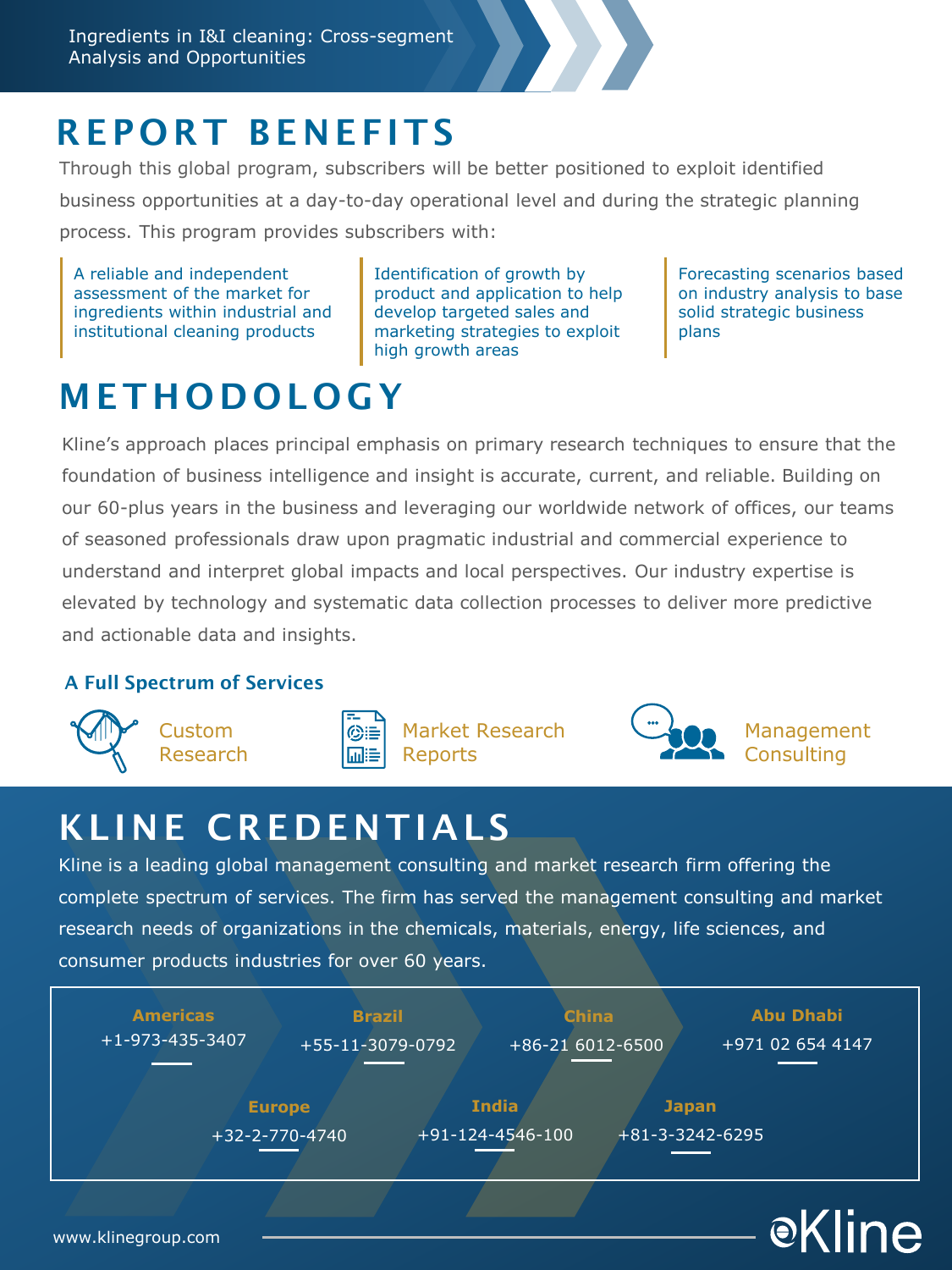## REPORT BENEFITS

Through this global program, subscribers will be better positioned to exploit identified business opportunities at a day-to-day operational level and during the strategic planning process. This program provides subscribers with:

- A reliable and independent assessment of the market for ingredients within industrial and institutional cleaning products
- Identification of growth by product and application to help develop targeted sales and marketing strategies to exploit high growth areas
- Forecasting scenarios based on industry analysis to base solid strategic business plans

## METHODOLOGY

Kline's approach places principal emphasis on primary research techniques to ensure that the foundation of business intelligence and insight is accurate, current, and reliable. Building on our 60-plus years in the business and leveraging our worldwide network of offices, our teams of seasoned professionals draw upon pragmatic industrial and commercial experience to understand and interpret global impacts and local perspectives. Our industry expertise is elevated by technology and systematic data collection processes to deliver more predictive and actionable data and insights.

### A Full Spectrum of Services

- Custom Research
- Market Research Reports
- Management Consulting

## KLINE CREDENTIALS

Kline is a leading global management consulting and market research firm offering the complete spectrum of services. The firm has served the management consulting and market research needs of organizations in the chemicals, materials, energy, life sciences, and consumer products industries for over 60 years.

**Americas**
+1-973-435-3407

**Brazil**
+55-11-3079-0792

**China**
+86-21 6012-6500

**Abu Dhabi**
+971 02 654 4147

**Europe**
+32-2-770-4740

**India**
+91-124-4546-100

**Japan**
+81-3-3242-6295

www.klinegroup.com

Kline